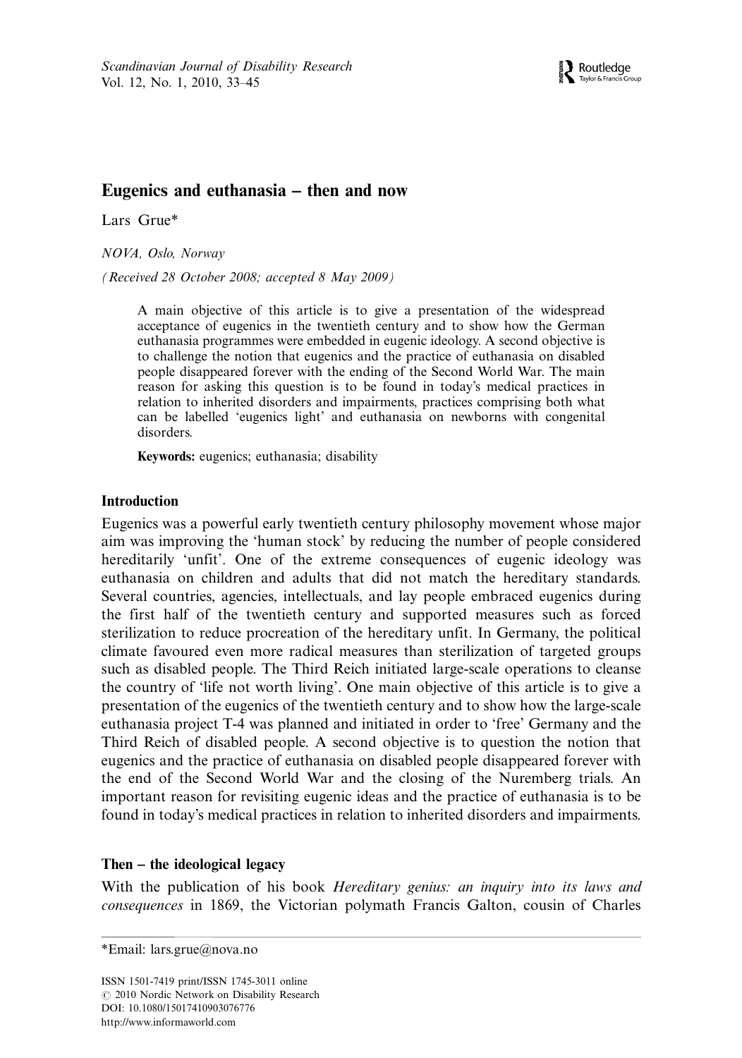# Eugenics and euthanasia – then and now

Lars Grue*

*NOVA, Oslo, Norway*

*(Received 28 October 2008; accepted 8 May 2009)*

A main objective of this article is to give a presentation of the widespread acceptance of eugenics in the twentieth century and to show how the German euthanasia programmes were embedded in eugenic ideology. A second objective is to challenge the notion that eugenics and the practice of euthanasia on disabled people disappeared forever with the ending of the Second World War. The main reason for asking this question is to be found in today's medical practices in relation to inherited disorders and impairments, practices comprising both what can be labelled 'eugenics light' and euthanasia on newborns with congenital disorders.

**Keywords:** eugenics; euthanasia; disability

## Introduction

Eugenics was a powerful early twentieth century philosophy movement whose major aim was improving the 'human stock' by reducing the number of people considered hereditarily 'unfit'. One of the extreme consequences of eugenic ideology was euthanasia on children and adults that did not match the hereditary standards. Several countries, agencies, intellectuals, and lay people embraced eugenics during the first half of the twentieth century and supported measures such as forced sterilization to reduce procreation of the hereditary unfit. In Germany, the political climate favoured even more radical measures than sterilization of targeted groups such as disabled people. The Third Reich initiated large-scale operations to cleanse the country of 'life not worth living'. One main objective of this article is to give a presentation of the eugenics of the twentieth century and to show how the large-scale euthanasia project T-4 was planned and initiated in order to 'free' Germany and the Third Reich of disabled people. A second objective is to question the notion that eugenics and the practice of euthanasia on disabled people disappeared forever with the end of the Second World War and the closing of the Nuremberg trials. An important reason for revisiting eugenic ideas and the practice of euthanasia is to be found in today's medical practices in relation to inherited disorders and impairments.

## Then – the ideological legacy

With the publication of his book *Hereditary genius: an inquiry into its laws and consequences* in 1869, the Victorian polymath Francis Galton, cousin of Charles

*Email: lars.grue@nova.no

ISSN 1501-7419 print/ISSN 1745-3011 online
© 2010 Nordic Network on Disability Research
DOI: 10.1080/15017410903076776
http://www.informaworld.com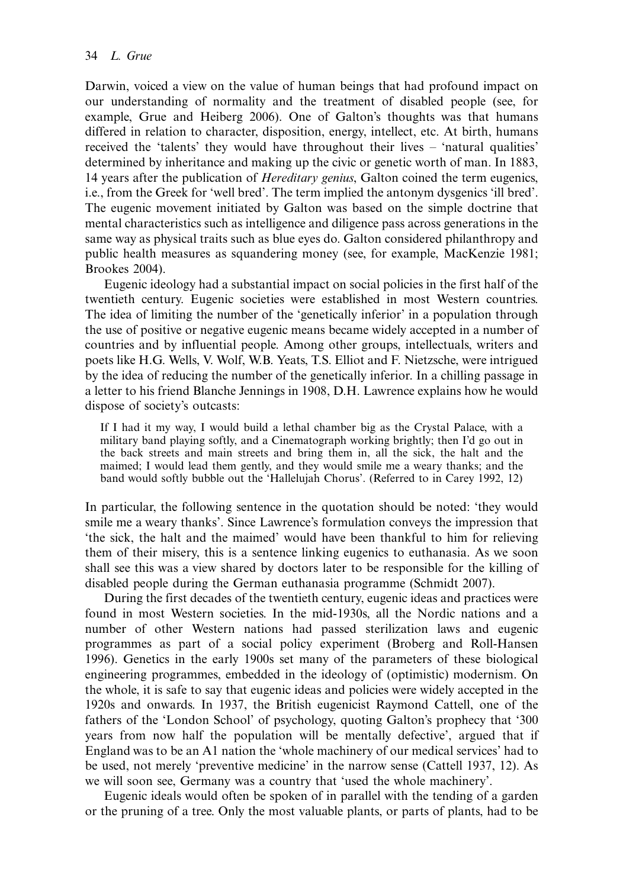Darwin, voiced a view on the value of human beings that had profound impact on our understanding of normality and the treatment of disabled people (see, for example, Grue and Heiberg 2006). One of Galton's thoughts was that humans differed in relation to character, disposition, energy, intellect, etc. At birth, humans received the 'talents' they would have throughout their lives – 'natural qualities' determined by inheritance and making up the civic or genetic worth of man. In 1883, 14 years after the publication of *Hereditary genius*, Galton coined the term eugenics, i.e., from the Greek for 'well bred'. The term implied the antonym dysgenics 'ill bred'. The eugenic movement initiated by Galton was based on the simple doctrine that mental characteristics such as intelligence and diligence pass across generations in the same way as physical traits such as blue eyes do. Galton considered philanthropy and public health measures as squandering money (see, for example, MacKenzie 1981; Brookes 2004).

Eugenic ideology had a substantial impact on social policies in the first half of the twentieth century. Eugenic societies were established in most Western countries. The idea of limiting the number of the 'genetically inferior' in a population through the use of positive or negative eugenic means became widely accepted in a number of countries and by influential people. Among other groups, intellectuals, writers and poets like H.G. Wells, V. Wolf, W.B. Yeats, T.S. Elliot and F. Nietzsche, were intrigued by the idea of reducing the number of the genetically inferior. In a chilling passage in a letter to his friend Blanche Jennings in 1908, D.H. Lawrence explains how he would dispose of society's outcasts:

> If I had it my way, I would build a lethal chamber big as the Crystal Palace, with a military band playing softly, and a Cinematograph working brightly; then I'd go out in the back streets and main streets and bring them in, all the sick, the halt and the maimed; I would lead them gently, and they would smile me a weary thanks; and the band would softly bubble out the 'Hallelujah Chorus'. (Referred to in Carey 1992, 12)

In particular, the following sentence in the quotation should be noted: 'they would smile me a weary thanks'. Since Lawrence's formulation conveys the impression that 'the sick, the halt and the maimed' would have been thankful to him for relieving them of their misery, this is a sentence linking eugenics to euthanasia. As we soon shall see this was a view shared by doctors later to be responsible for the killing of disabled people during the German euthanasia programme (Schmidt 2007).

During the first decades of the twentieth century, eugenic ideas and practices were found in most Western societies. In the mid-1930s, all the Nordic nations and a number of other Western nations had passed sterilization laws and eugenic programmes as part of a social policy experiment (Broberg and Roll-Hansen 1996). Genetics in the early 1900s set many of the parameters of these biological engineering programmes, embedded in the ideology of (optimistic) modernism. On the whole, it is safe to say that eugenic ideas and policies were widely accepted in the 1920s and onwards. In 1937, the British eugenicist Raymond Cattell, one of the fathers of the 'London School' of psychology, quoting Galton's prophecy that '300 years from now half the population will be mentally defective', argued that if England was to be an A1 nation the 'whole machinery of our medical services' had to be used, not merely 'preventive medicine' in the narrow sense (Cattell 1937, 12). As we will soon see, Germany was a country that 'used the whole machinery'.

Eugenic ideals would often be spoken of in parallel with the tending of a garden or the pruning of a tree. Only the most valuable plants, or parts of plants, had to be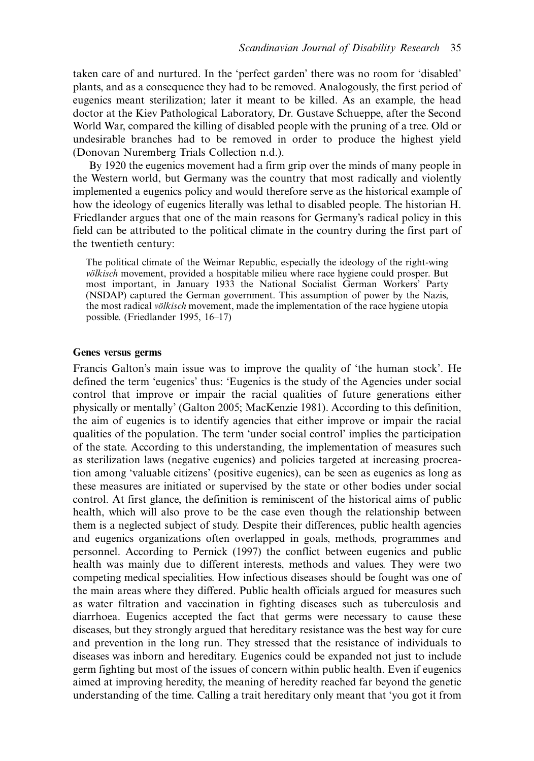taken care of and nurtured. In the 'perfect garden' there was no room for 'disabled' plants, and as a consequence they had to be removed. Analogously, the first period of eugenics meant sterilization; later it meant to be killed. As an example, the head doctor at the Kiev Pathological Laboratory, Dr. Gustave Schueppe, after the Second World War, compared the killing of disabled people with the pruning of a tree. Old or undesirable branches had to be removed in order to produce the highest yield (Donovan Nuremberg Trials Collection n.d.).

By 1920 the eugenics movement had a firm grip over the minds of many people in the Western world, but Germany was the country that most radically and violently implemented a eugenics policy and would therefore serve as the historical example of how the ideology of eugenics literally was lethal to disabled people. The historian H. Friedlander argues that one of the main reasons for Germany's radical policy in this field can be attributed to the political climate in the country during the first part of the twentieth century:

> The political climate of the Weimar Republic, especially the ideology of the right-wing *völkisch* movement, provided a hospitable milieu where race hygiene could prosper. But most important, in January 1933 the National Socialist German Workers' Party (NSDAP) captured the German government. This assumption of power by the Nazis, the most radical *völkisch* movement, made the implementation of the race hygiene utopia possible. (Friedlander 1995, 16–17)

## Genes versus germs

Francis Galton's main issue was to improve the quality of 'the human stock'. He defined the term 'eugenics' thus: 'Eugenics is the study of the Agencies under social control that improve or impair the racial qualities of future generations either physically or mentally' (Galton 2005; MacKenzie 1981). According to this definition, the aim of eugenics is to identify agencies that either improve or impair the racial qualities of the population. The term 'under social control' implies the participation of the state. According to this understanding, the implementation of measures such as sterilization laws (negative eugenics) and policies targeted at increasing procreation among 'valuable citizens' (positive eugenics), can be seen as eugenics as long as these measures are initiated or supervised by the state or other bodies under social control. At first glance, the definition is reminiscent of the historical aims of public health, which will also prove to be the case even though the relationship between them is a neglected subject of study. Despite their differences, public health agencies and eugenics organizations often overlapped in goals, methods, programmes and personnel. According to Pernick (1997) the conflict between eugenics and public health was mainly due to different interests, methods and values. They were two competing medical specialities. How infectious diseases should be fought was one of the main areas where they differed. Public health officials argued for measures such as water filtration and vaccination in fighting diseases such as tuberculosis and diarrhoea. Eugenics accepted the fact that germs were necessary to cause these diseases, but they strongly argued that hereditary resistance was the best way for cure and prevention in the long run. They stressed that the resistance of individuals to diseases was inborn and hereditary. Eugenics could be expanded not just to include germ fighting but most of the issues of concern within public health. Even if eugenics aimed at improving heredity, the meaning of heredity reached far beyond the genetic understanding of the time. Calling a trait hereditary only meant that 'you got it from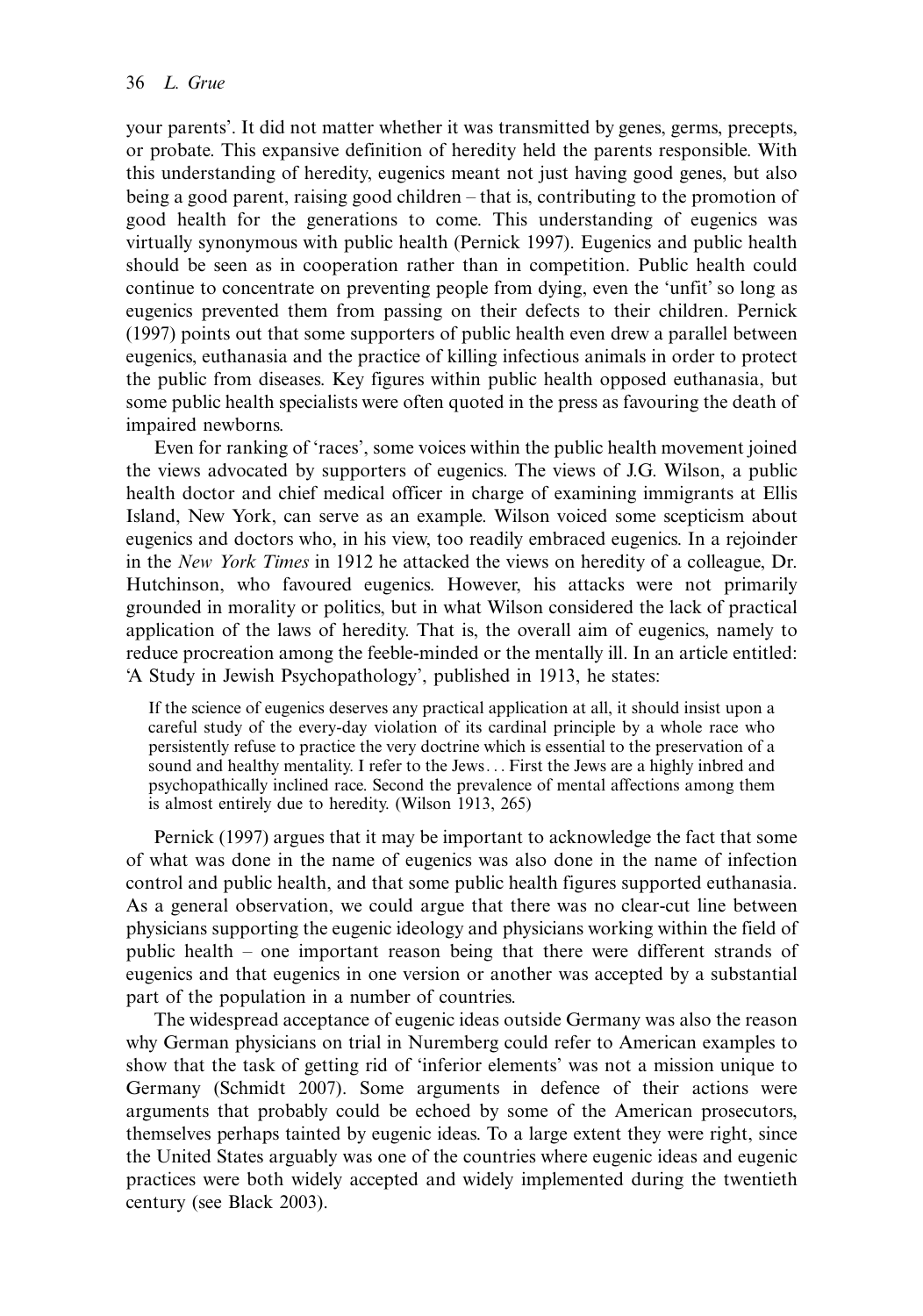your parents'. It did not matter whether it was transmitted by genes, germs, precepts, or probate. This expansive definition of heredity held the parents responsible. With this understanding of heredity, eugenics meant not just having good genes, but also being a good parent, raising good children – that is, contributing to the promotion of good health for the generations to come. This understanding of eugenics was virtually synonymous with public health (Pernick 1997). Eugenics and public health should be seen as in cooperation rather than in competition. Public health could continue to concentrate on preventing people from dying, even the 'unfit' so long as eugenics prevented them from passing on their defects to their children. Pernick (1997) points out that some supporters of public health even drew a parallel between eugenics, euthanasia and the practice of killing infectious animals in order to protect the public from diseases. Key figures within public health opposed euthanasia, but some public health specialists were often quoted in the press as favouring the death of impaired newborns.

Even for ranking of 'races', some voices within the public health movement joined the views advocated by supporters of eugenics. The views of J.G. Wilson, a public health doctor and chief medical officer in charge of examining immigrants at Ellis Island, New York, can serve as an example. Wilson voiced some scepticism about eugenics and doctors who, in his view, too readily embraced eugenics. In a rejoinder in the *New York Times* in 1912 he attacked the views on heredity of a colleague, Dr. Hutchinson, who favoured eugenics. However, his attacks were not primarily grounded in morality or politics, but in what Wilson considered the lack of practical application of the laws of heredity. That is, the overall aim of eugenics, namely to reduce procreation among the feeble-minded or the mentally ill. In an article entitled: 'A Study in Jewish Psychopathology', published in 1913, he states:

> If the science of eugenics deserves any practical application at all, it should insist upon a careful study of the every-day violation of its cardinal principle by a whole race who persistently refuse to practice the very doctrine which is essential to the preservation of a sound and healthy mentality. I refer to the Jews... First the Jews are a highly inbred and psychopathically inclined race. Second the prevalence of mental affections among them is almost entirely due to heredity. (Wilson 1913, 265)

Pernick (1997) argues that it may be important to acknowledge the fact that some of what was done in the name of eugenics was also done in the name of infection control and public health, and that some public health figures supported euthanasia. As a general observation, we could argue that there was no clear-cut line between physicians supporting the eugenic ideology and physicians working within the field of public health – one important reason being that there were different strands of eugenics and that eugenics in one version or another was accepted by a substantial part of the population in a number of countries.

The widespread acceptance of eugenic ideas outside Germany was also the reason why German physicians on trial in Nuremberg could refer to American examples to show that the task of getting rid of 'inferior elements' was not a mission unique to Germany (Schmidt 2007). Some arguments in defence of their actions were arguments that probably could be echoed by some of the American prosecutors, themselves perhaps tainted by eugenic ideas. To a large extent they were right, since the United States arguably was one of the countries where eugenic ideas and eugenic practices were both widely accepted and widely implemented during the twentieth century (see Black 2003).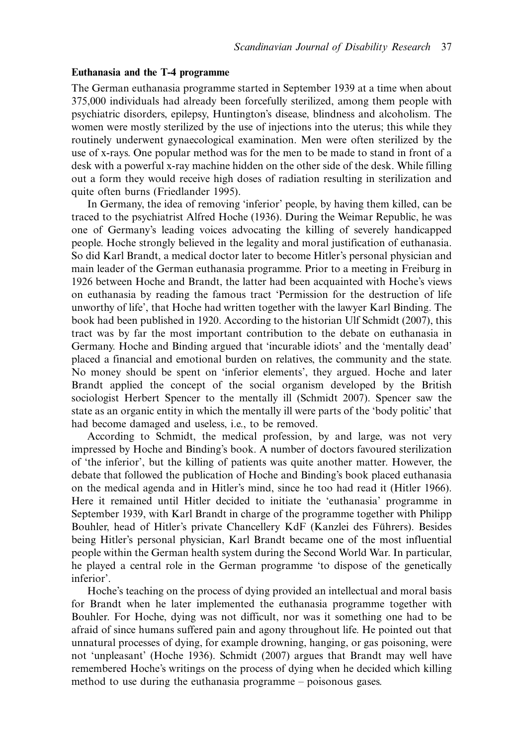**Euthanasia and the T-4 programme**

The German euthanasia programme started in September 1939 at a time when about 375,000 individuals had already been forcefully sterilized, among them people with psychiatric disorders, epilepsy, Huntington's disease, blindness and alcoholism. The women were mostly sterilized by the use of injections into the uterus; this while they routinely underwent gynaecological examination. Men were often sterilized by the use of x-rays. One popular method was for the men to be made to stand in front of a desk with a powerful x-ray machine hidden on the other side of the desk. While filling out a form they would receive high doses of radiation resulting in sterilization and quite often burns (Friedlander 1995).

In Germany, the idea of removing 'inferior' people, by having them killed, can be traced to the psychiatrist Alfred Hoche (1936). During the Weimar Republic, he was one of Germany's leading voices advocating the killing of severely handicapped people. Hoche strongly believed in the legality and moral justification of euthanasia. So did Karl Brandt, a medical doctor later to become Hitler's personal physician and main leader of the German euthanasia programme. Prior to a meeting in Freiburg in 1926 between Hoche and Brandt, the latter had been acquainted with Hoche's views on euthanasia by reading the famous tract 'Permission for the destruction of life unworthy of life', that Hoche had written together with the lawyer Karl Binding. The book had been published in 1920. According to the historian Ulf Schmidt (2007), this tract was by far the most important contribution to the debate on euthanasia in Germany. Hoche and Binding argued that 'incurable idiots' and the 'mentally dead' placed a financial and emotional burden on relatives, the community and the state. No money should be spent on 'inferior elements', they argued. Hoche and later Brandt applied the concept of the social organism developed by the British sociologist Herbert Spencer to the mentally ill (Schmidt 2007). Spencer saw the state as an organic entity in which the mentally ill were parts of the 'body politic' that had become damaged and useless, i.e., to be removed.

According to Schmidt, the medical profession, by and large, was not very impressed by Hoche and Binding's book. A number of doctors favoured sterilization of 'the inferior', but the killing of patients was quite another matter. However, the debate that followed the publication of Hoche and Binding's book placed euthanasia on the medical agenda and in Hitler's mind, since he too had read it (Hitler 1966). Here it remained until Hitler decided to initiate the 'euthanasia' programme in September 1939, with Karl Brandt in charge of the programme together with Philipp Bouhler, head of Hitler's private Chancellery KdF (Kanzlei des Führers). Besides being Hitler's personal physician, Karl Brandt became one of the most influential people within the German health system during the Second World War. In particular, he played a central role in the German programme 'to dispose of the genetically inferior'.

Hoche's teaching on the process of dying provided an intellectual and moral basis for Brandt when he later implemented the euthanasia programme together with Bouhler. For Hoche, dying was not difficult, nor was it something one had to be afraid of since humans suffered pain and agony throughout life. He pointed out that unnatural processes of dying, for example drowning, hanging, or gas poisoning, were not 'unpleasant' (Hoche 1936). Schmidt (2007) argues that Brandt may well have remembered Hoche's writings on the process of dying when he decided which killing method to use during the euthanasia programme – poisonous gases.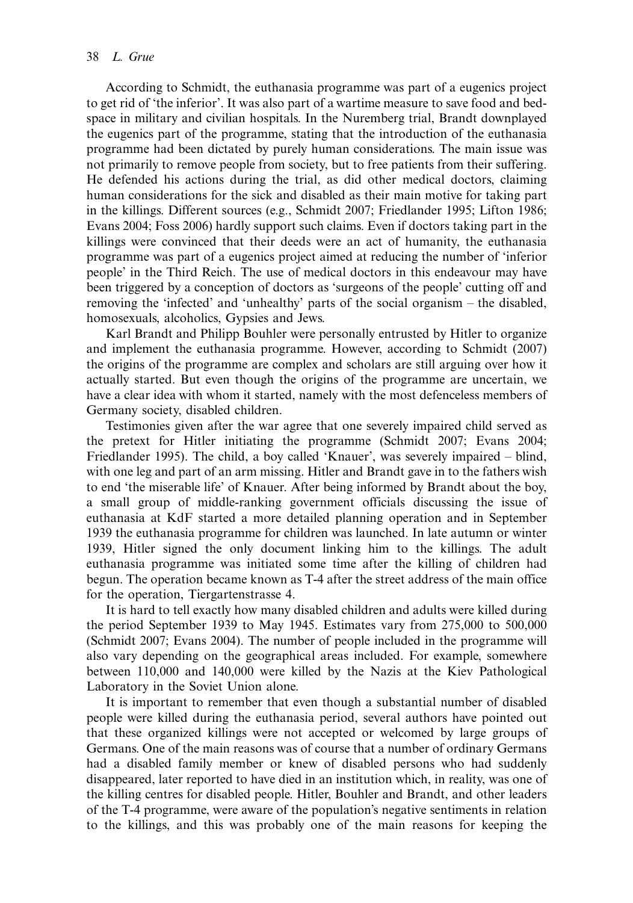According to Schmidt, the euthanasia programme was part of a eugenics project to get rid of 'the inferior'. It was also part of a wartime measure to save food and bed-space in military and civilian hospitals. In the Nuremberg trial, Brandt downplayed the eugenics part of the programme, stating that the introduction of the euthanasia programme had been dictated by purely human considerations. The main issue was not primarily to remove people from society, but to free patients from their suffering. He defended his actions during the trial, as did other medical doctors, claiming human considerations for the sick and disabled as their main motive for taking part in the killings. Different sources (e.g., Schmidt 2007; Friedlander 1995; Lifton 1986; Evans 2004; Foss 2006) hardly support such claims. Even if doctors taking part in the killings were convinced that their deeds were an act of humanity, the euthanasia programme was part of a eugenics project aimed at reducing the number of 'inferior people' in the Third Reich. The use of medical doctors in this endeavour may have been triggered by a conception of doctors as 'surgeons of the people' cutting off and removing the 'infected' and 'unhealthy' parts of the social organism – the disabled, homosexuals, alcoholics, Gypsies and Jews.

Karl Brandt and Philipp Bouhler were personally entrusted by Hitler to organize and implement the euthanasia programme. However, according to Schmidt (2007) the origins of the programme are complex and scholars are still arguing over how it actually started. But even though the origins of the programme are uncertain, we have a clear idea with whom it started, namely with the most defenceless members of Germany society, disabled children.

Testimonies given after the war agree that one severely impaired child served as the pretext for Hitler initiating the programme (Schmidt 2007; Evans 2004; Friedlander 1995). The child, a boy called 'Knauer', was severely impaired – blind, with one leg and part of an arm missing. Hitler and Brandt gave in to the fathers wish to end 'the miserable life' of Knauer. After being informed by Brandt about the boy, a small group of middle-ranking government officials discussing the issue of euthanasia at KdF started a more detailed planning operation and in September 1939 the euthanasia programme for children was launched. In late autumn or winter 1939, Hitler signed the only document linking him to the killings. The adult euthanasia programme was initiated some time after the killing of children had begun. The operation became known as T-4 after the street address of the main office for the operation, Tiergartenstrasse 4.

It is hard to tell exactly how many disabled children and adults were killed during the period September 1939 to May 1945. Estimates vary from 275,000 to 500,000 (Schmidt 2007; Evans 2004). The number of people included in the programme will also vary depending on the geographical areas included. For example, somewhere between 110,000 and 140,000 were killed by the Nazis at the Kiev Pathological Laboratory in the Soviet Union alone.

It is important to remember that even though a substantial number of disabled people were killed during the euthanasia period, several authors have pointed out that these organized killings were not accepted or welcomed by large groups of Germans. One of the main reasons was of course that a number of ordinary Germans had a disabled family member or knew of disabled persons who had suddenly disappeared, later reported to have died in an institution which, in reality, was one of the killing centres for disabled people. Hitler, Bouhler and Brandt, and other leaders of the T-4 programme, were aware of the population's negative sentiments in relation to the killings, and this was probably one of the main reasons for keeping the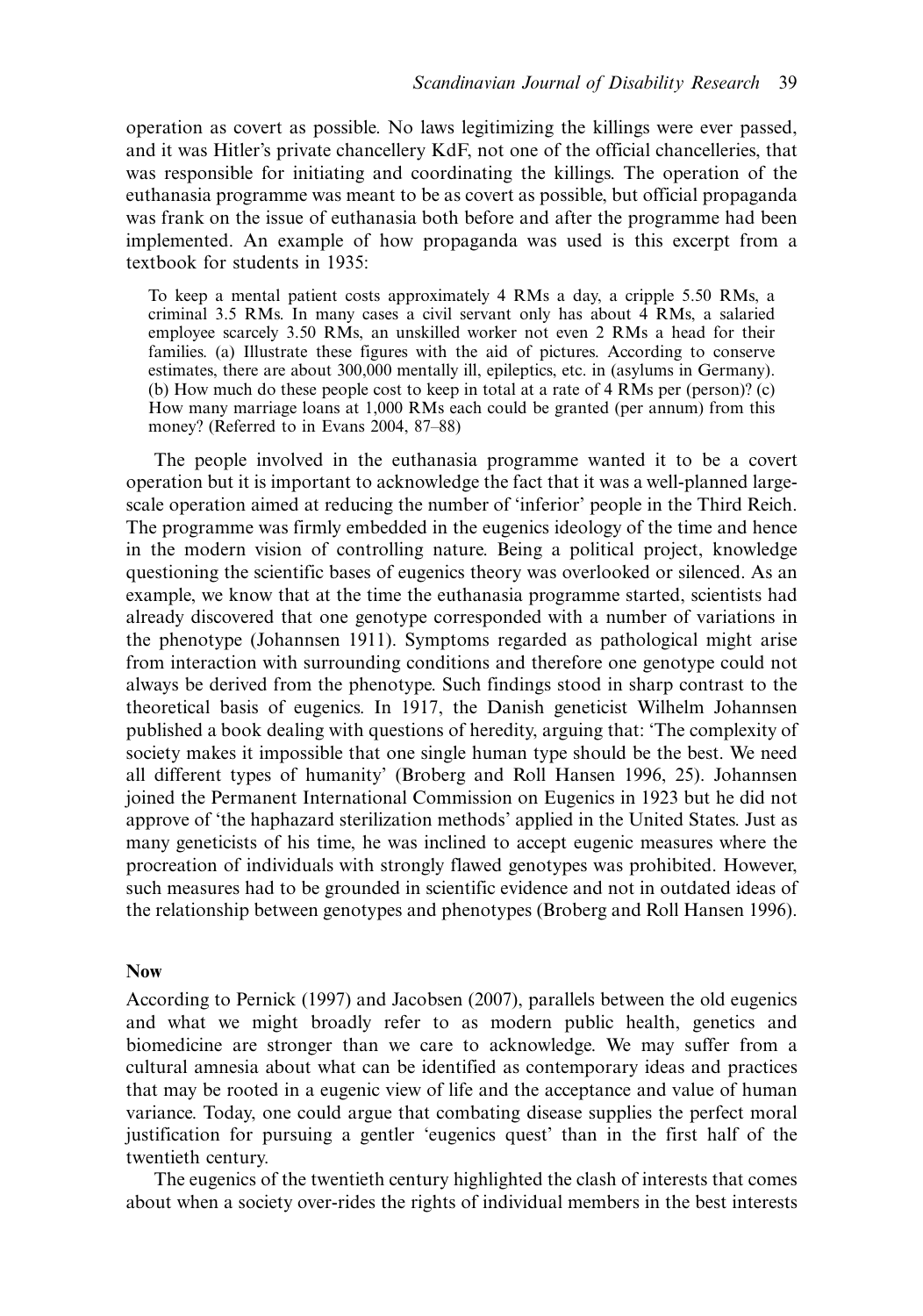operation as covert as possible. No laws legitimizing the killings were ever passed, and it was Hitler's private chancellery KdF, not one of the official chancelleries, that was responsible for initiating and coordinating the killings. The operation of the euthanasia programme was meant to be as covert as possible, but official propaganda was frank on the issue of euthanasia both before and after the programme had been implemented. An example of how propaganda was used is this excerpt from a textbook for students in 1935:

> To keep a mental patient costs approximately 4 RMs a day, a cripple 5.50 RMs, a criminal 3.5 RMs. In many cases a civil servant only has about 4 RMs, a salaried employee scarcely 3.50 RMs, an unskilled worker not even 2 RMs a head for their families. (a) Illustrate these figures with the aid of pictures. According to conserve estimates, there are about 300,000 mentally ill, epileptics, etc. in (asylums in Germany). (b) How much do these people cost to keep in total at a rate of 4 RMs per (person)? (c) How many marriage loans at 1,000 RMs each could be granted (per annum) from this money? (Referred to in Evans 2004, 87–88)

The people involved in the euthanasia programme wanted it to be a covert operation but it is important to acknowledge the fact that it was a well-planned large-scale operation aimed at reducing the number of 'inferior' people in the Third Reich. The programme was firmly embedded in the eugenics ideology of the time and hence in the modern vision of controlling nature. Being a political project, knowledge questioning the scientific bases of eugenics theory was overlooked or silenced. As an example, we know that at the time the euthanasia programme started, scientists had already discovered that one genotype corresponded with a number of variations in the phenotype (Johannsen 1911). Symptoms regarded as pathological might arise from interaction with surrounding conditions and therefore one genotype could not always be derived from the phenotype. Such findings stood in sharp contrast to the theoretical basis of eugenics. In 1917, the Danish geneticist Wilhelm Johannsen published a book dealing with questions of heredity, arguing that: 'The complexity of society makes it impossible that one single human type should be the best. We need all different types of humanity' (Broberg and Roll Hansen 1996, 25). Johannsen joined the Permanent International Commission on Eugenics in 1923 but he did not approve of 'the haphazard sterilization methods' applied in the United States. Just as many geneticists of his time, he was inclined to accept eugenic measures where the procreation of individuals with strongly flawed genotypes was prohibited. However, such measures had to be grounded in scientific evidence and not in outdated ideas of the relationship between genotypes and phenotypes (Broberg and Roll Hansen 1996).

## Now

According to Pernick (1997) and Jacobsen (2007), parallels between the old eugenics and what we might broadly refer to as modern public health, genetics and biomedicine are stronger than we care to acknowledge. We may suffer from a cultural amnesia about what can be identified as contemporary ideas and practices that may be rooted in a eugenic view of life and the acceptance and value of human variance. Today, one could argue that combating disease supplies the perfect moral justification for pursuing a gentler 'eugenics quest' than in the first half of the twentieth century.

The eugenics of the twentieth century highlighted the clash of interests that comes about when a society over-rides the rights of individual members in the best interests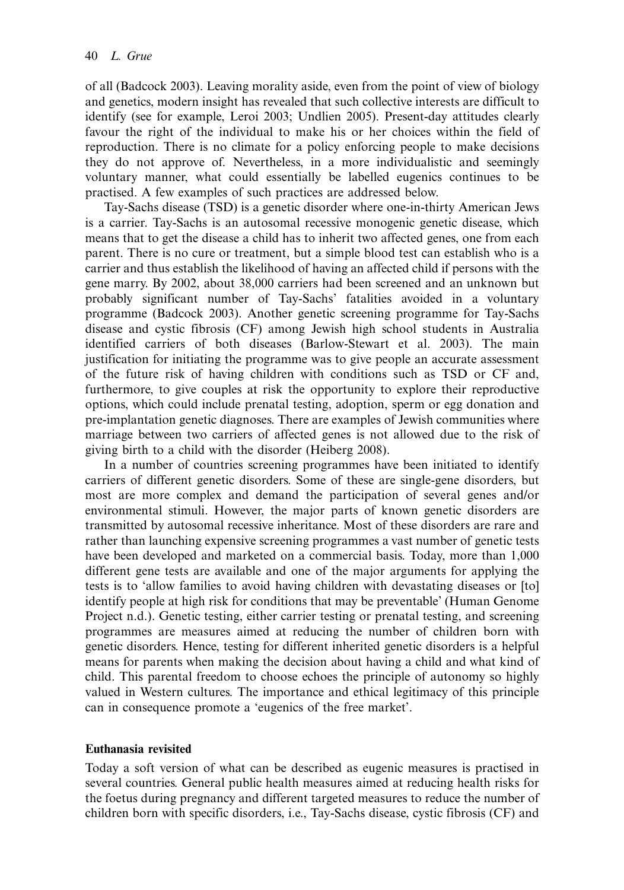of all (Badcock 2003). Leaving morality aside, even from the point of view of biology and genetics, modern insight has revealed that such collective interests are difficult to identify (see for example, Leroi 2003; Undlien 2005). Present-day attitudes clearly favour the right of the individual to make his or her choices within the field of reproduction. There is no climate for a policy enforcing people to make decisions they do not approve of. Nevertheless, in a more individualistic and seemingly voluntary manner, what could essentially be labelled eugenics continues to be practised. A few examples of such practices are addressed below.

Tay-Sachs disease (TSD) is a genetic disorder where one-in-thirty American Jews is a carrier. Tay-Sachs is an autosomal recessive monogenic genetic disease, which means that to get the disease a child has to inherit two affected genes, one from each parent. There is no cure or treatment, but a simple blood test can establish who is a carrier and thus establish the likelihood of having an affected child if persons with the gene marry. By 2002, about 38,000 carriers had been screened and an unknown but probably significant number of Tay-Sachs' fatalities avoided in a voluntary programme (Badcock 2003). Another genetic screening programme for Tay-Sachs disease and cystic fibrosis (CF) among Jewish high school students in Australia identified carriers of both diseases (Barlow-Stewart et al. 2003). The main justification for initiating the programme was to give people an accurate assessment of the future risk of having children with conditions such as TSD or CF and, furthermore, to give couples at risk the opportunity to explore their reproductive options, which could include prenatal testing, adoption, sperm or egg donation and pre-implantation genetic diagnoses. There are examples of Jewish communities where marriage between two carriers of affected genes is not allowed due to the risk of giving birth to a child with the disorder (Heiberg 2008).

In a number of countries screening programmes have been initiated to identify carriers of different genetic disorders. Some of these are single-gene disorders, but most are more complex and demand the participation of several genes and/or environmental stimuli. However, the major parts of known genetic disorders are transmitted by autosomal recessive inheritance. Most of these disorders are rare and rather than launching expensive screening programmes a vast number of genetic tests have been developed and marketed on a commercial basis. Today, more than 1,000 different gene tests are available and one of the major arguments for applying the tests is to 'allow families to avoid having children with devastating diseases or [to] identify people at high risk for conditions that may be preventable' (Human Genome Project n.d.). Genetic testing, either carrier testing or prenatal testing, and screening programmes are measures aimed at reducing the number of children born with genetic disorders. Hence, testing for different inherited genetic disorders is a helpful means for parents when making the decision about having a child and what kind of child. This parental freedom to choose echoes the principle of autonomy so highly valued in Western cultures. The importance and ethical legitimacy of this principle can in consequence promote a 'eugenics of the free market'.

## Euthanasia revisited

Today a soft version of what can be described as eugenic measures is practised in several countries. General public health measures aimed at reducing health risks for the foetus during pregnancy and different targeted measures to reduce the number of children born with specific disorders, i.e., Tay-Sachs disease, cystic fibrosis (CF) and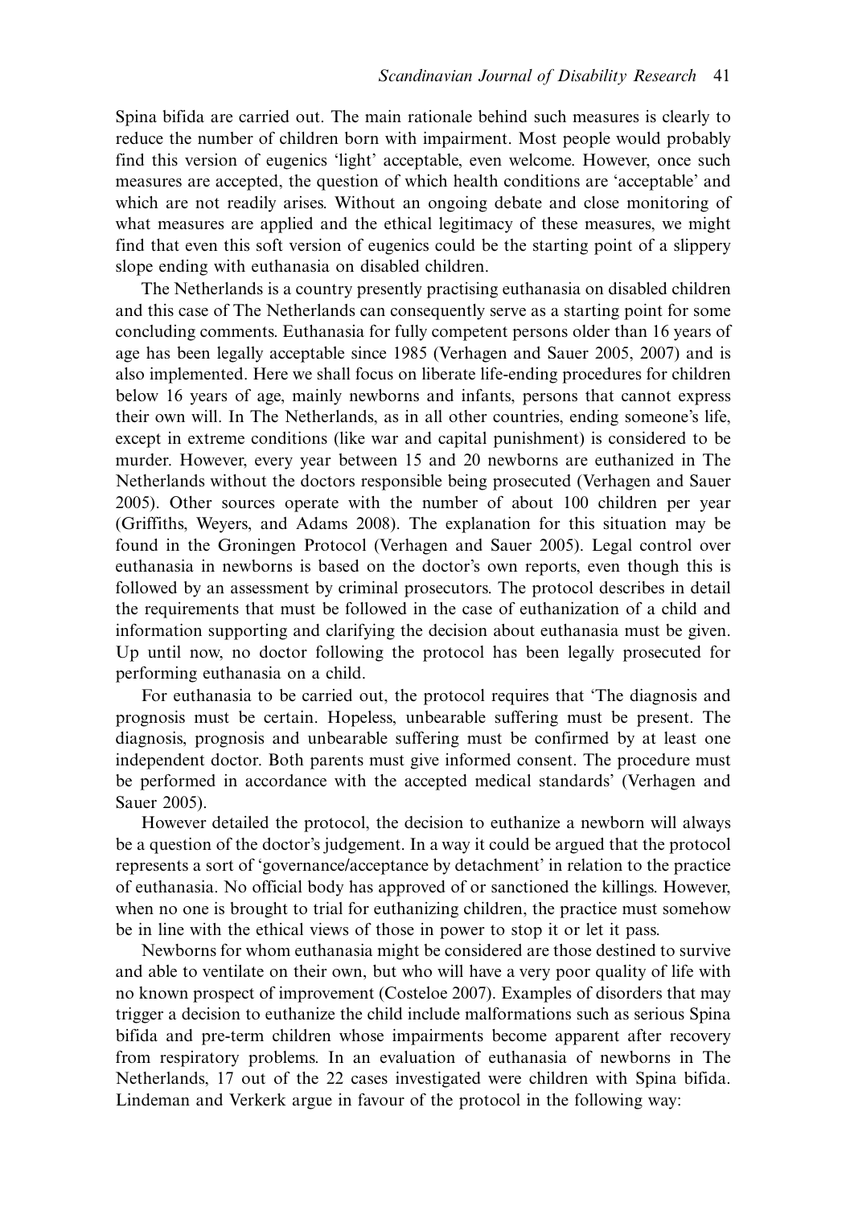Spina bifida are carried out. The main rationale behind such measures is clearly to reduce the number of children born with impairment. Most people would probably find this version of eugenics 'light' acceptable, even welcome. However, once such measures are accepted, the question of which health conditions are 'acceptable' and which are not readily arises. Without an ongoing debate and close monitoring of what measures are applied and the ethical legitimacy of these measures, we might find that even this soft version of eugenics could be the starting point of a slippery slope ending with euthanasia on disabled children.

The Netherlands is a country presently practising euthanasia on disabled children and this case of The Netherlands can consequently serve as a starting point for some concluding comments. Euthanasia for fully competent persons older than 16 years of age has been legally acceptable since 1985 (Verhagen and Sauer 2005, 2007) and is also implemented. Here we shall focus on liberate life-ending procedures for children below 16 years of age, mainly newborns and infants, persons that cannot express their own will. In The Netherlands, as in all other countries, ending someone's life, except in extreme conditions (like war and capital punishment) is considered to be murder. However, every year between 15 and 20 newborns are euthanized in The Netherlands without the doctors responsible being prosecuted (Verhagen and Sauer 2005). Other sources operate with the number of about 100 children per year (Griffiths, Weyers, and Adams 2008). The explanation for this situation may be found in the Groningen Protocol (Verhagen and Sauer 2005). Legal control over euthanasia in newborns is based on the doctor's own reports, even though this is followed by an assessment by criminal prosecutors. The protocol describes in detail the requirements that must be followed in the case of euthanization of a child and information supporting and clarifying the decision about euthanasia must be given. Up until now, no doctor following the protocol has been legally prosecuted for performing euthanasia on a child.

For euthanasia to be carried out, the protocol requires that 'The diagnosis and prognosis must be certain. Hopeless, unbearable suffering must be present. The diagnosis, prognosis and unbearable suffering must be confirmed by at least one independent doctor. Both parents must give informed consent. The procedure must be performed in accordance with the accepted medical standards' (Verhagen and Sauer 2005).

However detailed the protocol, the decision to euthanize a newborn will always be a question of the doctor's judgement. In a way it could be argued that the protocol represents a sort of 'governance/acceptance by detachment' in relation to the practice of euthanasia. No official body has approved of or sanctioned the killings. However, when no one is brought to trial for euthanizing children, the practice must somehow be in line with the ethical views of those in power to stop it or let it pass.

Newborns for whom euthanasia might be considered are those destined to survive and able to ventilate on their own, but who will have a very poor quality of life with no known prospect of improvement (Costeloe 2007). Examples of disorders that may trigger a decision to euthanize the child include malformations such as serious Spina bifida and pre-term children whose impairments become apparent after recovery from respiratory problems. In an evaluation of euthanasia of newborns in The Netherlands, 17 out of the 22 cases investigated were children with Spina bifida. Lindeman and Verkerk argue in favour of the protocol in the following way: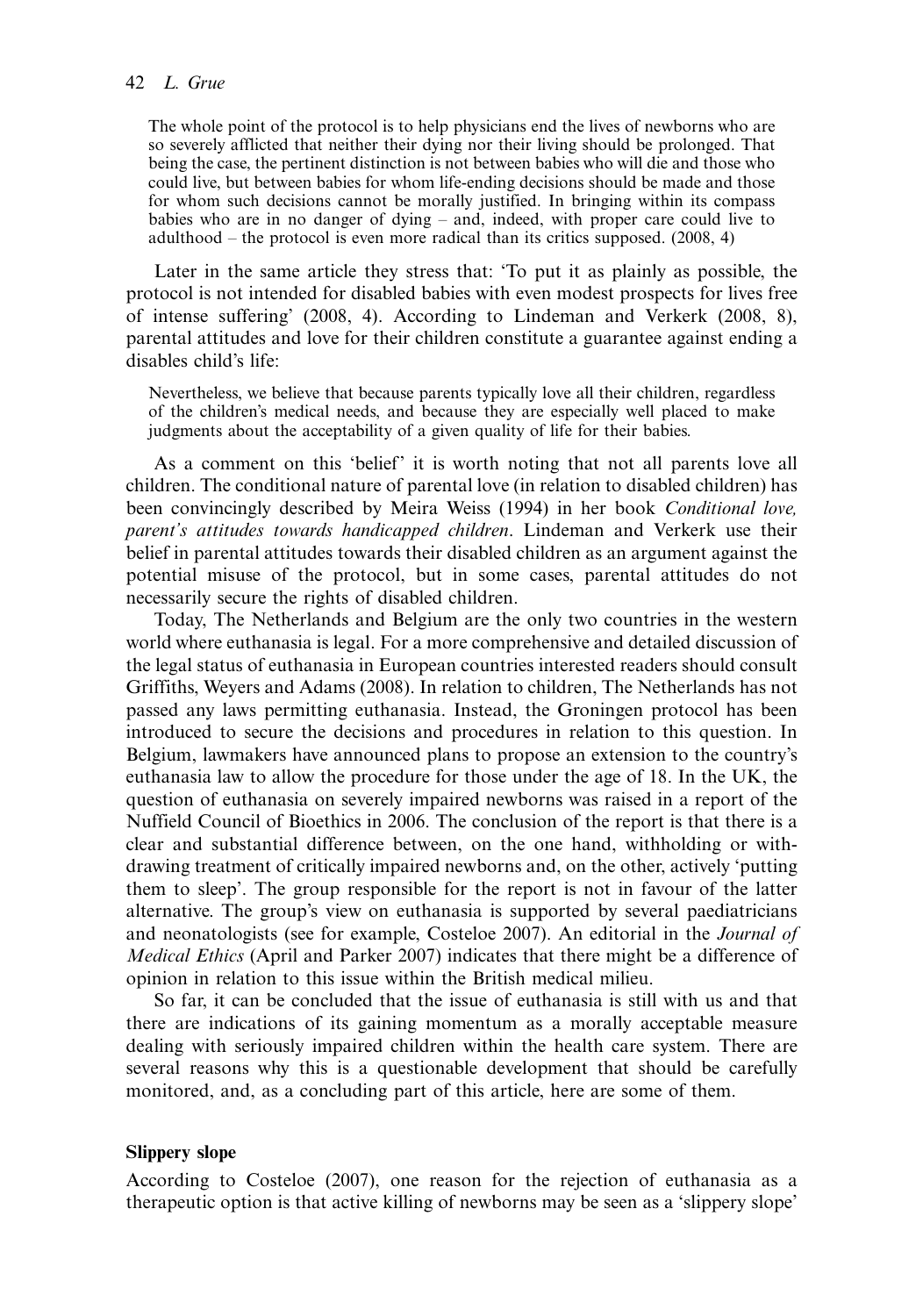> The whole point of the protocol is to help physicians end the lives of newborns who are so severely afflicted that neither their dying nor their living should be prolonged. That being the case, the pertinent distinction is not between babies who will die and those who could live, but between babies for whom life-ending decisions should be made and those for whom such decisions cannot be morally justified. In bringing within its compass babies who are in no danger of dying – and, indeed, with proper care could live to adulthood – the protocol is even more radical than its critics supposed. (2008, 4)

Later in the same article they stress that: 'To put it as plainly as possible, the protocol is not intended for disabled babies with even modest prospects for lives free of intense suffering' (2008, 4). According to Lindeman and Verkerk (2008, 8), parental attitudes and love for their children constitute a guarantee against ending a disables child's life:

> Nevertheless, we believe that because parents typically love all their children, regardless of the children's medical needs, and because they are especially well placed to make judgments about the acceptability of a given quality of life for their babies.

As a comment on this 'belief' it is worth noting that not all parents love all children. The conditional nature of parental love (in relation to disabled children) has been convincingly described by Meira Weiss (1994) in her book *Conditional love, parent's attitudes towards handicapped children*. Lindeman and Verkerk use their belief in parental attitudes towards their disabled children as an argument against the potential misuse of the protocol, but in some cases, parental attitudes do not necessarily secure the rights of disabled children.

Today, The Netherlands and Belgium are the only two countries in the western world where euthanasia is legal. For a more comprehensive and detailed discussion of the legal status of euthanasia in European countries interested readers should consult Griffiths, Weyers and Adams (2008). In relation to children, The Netherlands has not passed any laws permitting euthanasia. Instead, the Groningen protocol has been introduced to secure the decisions and procedures in relation to this question. In Belgium, lawmakers have announced plans to propose an extension to the country's euthanasia law to allow the procedure for those under the age of 18. In the UK, the question of euthanasia on severely impaired newborns was raised in a report of the Nuffield Council of Bioethics in 2006. The conclusion of the report is that there is a clear and substantial difference between, on the one hand, withholding or withdrawing treatment of critically impaired newborns and, on the other, actively 'putting them to sleep'. The group responsible for the report is not in favour of the latter alternative. The group's view on euthanasia is supported by several paediatricians and neonatologists (see for example, Costeloe 2007). An editorial in the *Journal of Medical Ethics* (April and Parker 2007) indicates that there might be a difference of opinion in relation to this issue within the British medical milieu.

So far, it can be concluded that the issue of euthanasia is still with us and that there are indications of its gaining momentum as a morally acceptable measure dealing with seriously impaired children within the health care system. There are several reasons why this is a questionable development that should be carefully monitored, and, as a concluding part of this article, here are some of them.

### Slippery slope

According to Costeloe (2007), one reason for the rejection of euthanasia as a therapeutic option is that active killing of newborns may be seen as a 'slippery slope'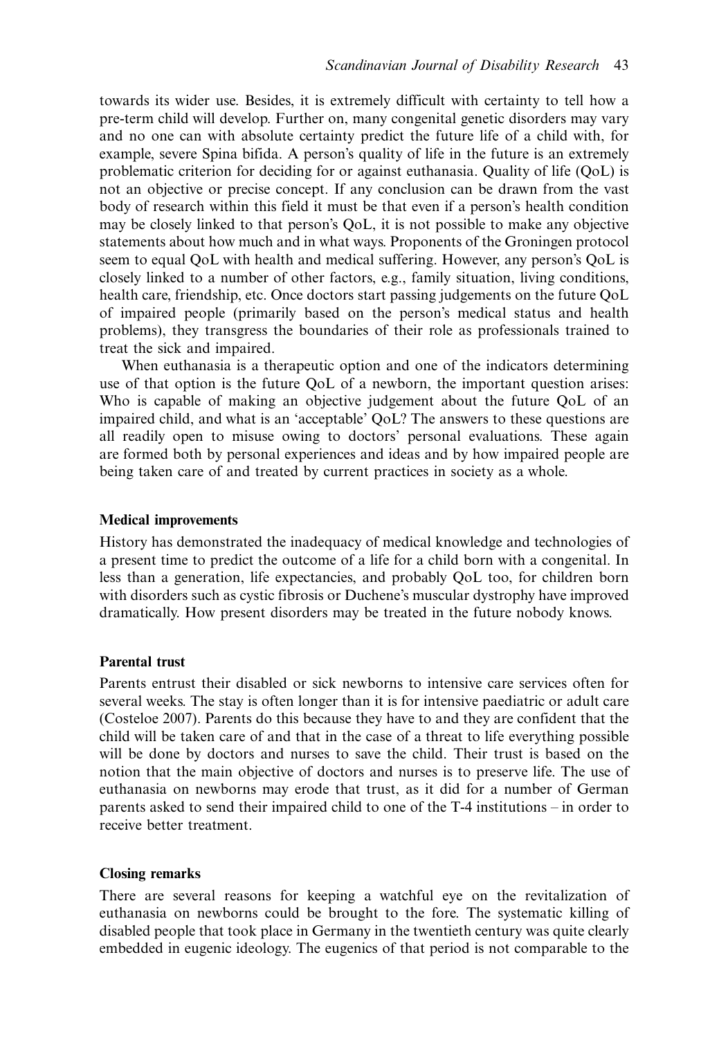towards its wider use. Besides, it is extremely difficult with certainty to tell how a pre-term child will develop. Further on, many congenital genetic disorders may vary and no one can with absolute certainty predict the future life of a child with, for example, severe Spina bifida. A person's quality of life in the future is an extremely problematic criterion for deciding for or against euthanasia. Quality of life (QoL) is not an objective or precise concept. If any conclusion can be drawn from the vast body of research within this field it must be that even if a person's health condition may be closely linked to that person's QoL, it is not possible to make any objective statements about how much and in what ways. Proponents of the Groningen protocol seem to equal QoL with health and medical suffering. However, any person's QoL is closely linked to a number of other factors, e.g., family situation, living conditions, health care, friendship, etc. Once doctors start passing judgements on the future QoL of impaired people (primarily based on the person's medical status and health problems), they transgress the boundaries of their role as professionals trained to treat the sick and impaired.

When euthanasia is a therapeutic option and one of the indicators determining use of that option is the future QoL of a newborn, the important question arises: Who is capable of making an objective judgement about the future QoL of an impaired child, and what is an 'acceptable' QoL? The answers to these questions are all readily open to misuse owing to doctors' personal evaluations. These again are formed both by personal experiences and ideas and by how impaired people are being taken care of and treated by current practices in society as a whole.

### Medical improvements

History has demonstrated the inadequacy of medical knowledge and technologies of a present time to predict the outcome of a life for a child born with a congenital. In less than a generation, life expectancies, and probably QoL too, for children born with disorders such as cystic fibrosis or Duchene's muscular dystrophy have improved dramatically. How present disorders may be treated in the future nobody knows.

### Parental trust

Parents entrust their disabled or sick newborns to intensive care services often for several weeks. The stay is often longer than it is for intensive paediatric or adult care (Costeloe 2007). Parents do this because they have to and they are confident that the child will be taken care of and that in the case of a threat to life everything possible will be done by doctors and nurses to save the child. Their trust is based on the notion that the main objective of doctors and nurses is to preserve life. The use of euthanasia on newborns may erode that trust, as it did for a number of German parents asked to send their impaired child to one of the T-4 institutions – in order to receive better treatment.

### Closing remarks

There are several reasons for keeping a watchful eye on the revitalization of euthanasia on newborns could be brought to the fore. The systematic killing of disabled people that took place in Germany in the twentieth century was quite clearly embedded in eugenic ideology. The eugenics of that period is not comparable to the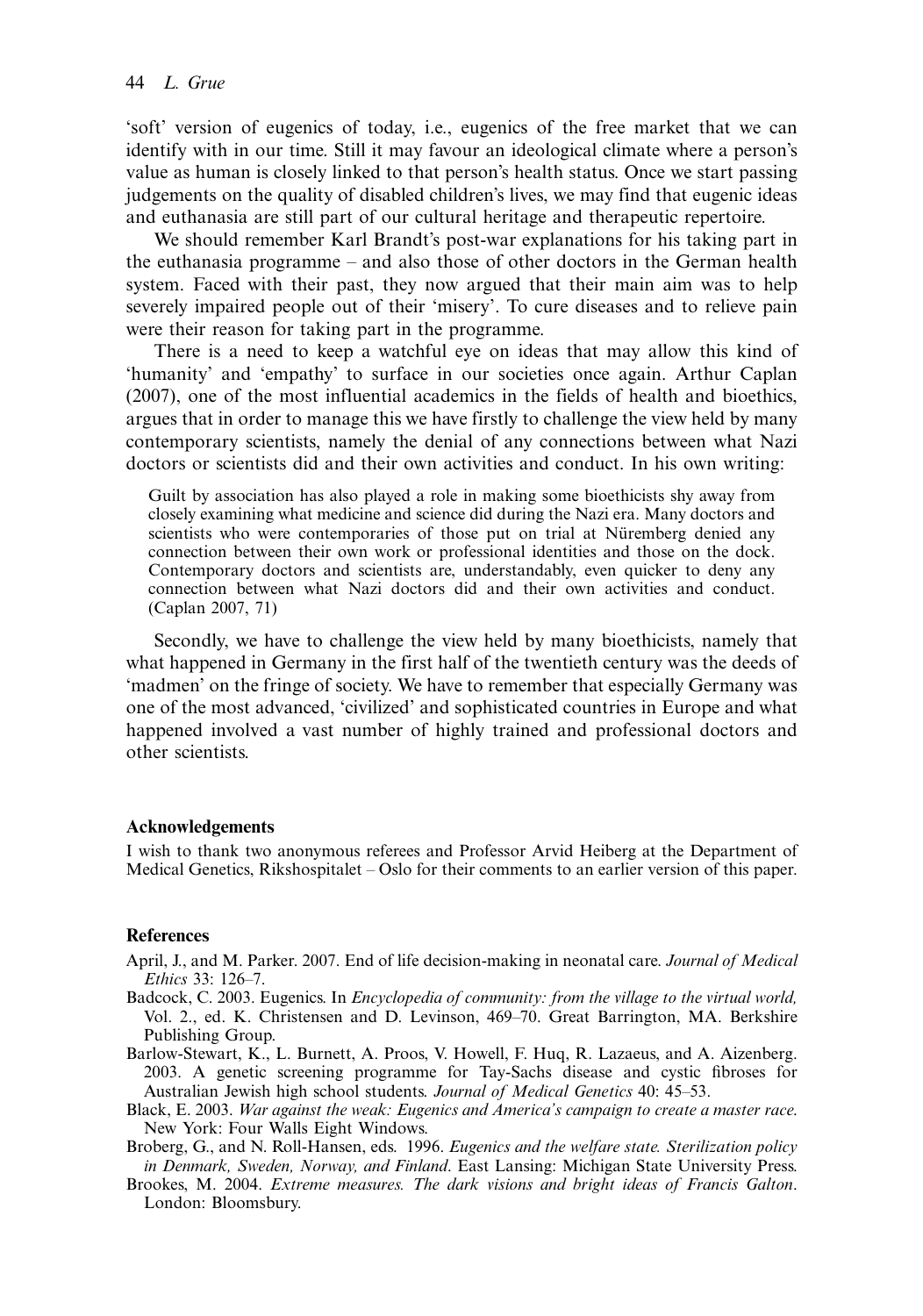'soft' version of eugenics of today, i.e., eugenics of the free market that we can identify with in our time. Still it may favour an ideological climate where a person's value as human is closely linked to that person's health status. Once we start passing judgements on the quality of disabled children's lives, we may find that eugenic ideas and euthanasia are still part of our cultural heritage and therapeutic repertoire.

We should remember Karl Brandt's post-war explanations for his taking part in the euthanasia programme – and also those of other doctors in the German health system. Faced with their past, they now argued that their main aim was to help severely impaired people out of their 'misery'. To cure diseases and to relieve pain were their reason for taking part in the programme.

There is a need to keep a watchful eye on ideas that may allow this kind of 'humanity' and 'empathy' to surface in our societies once again. Arthur Caplan (2007), one of the most influential academics in the fields of health and bioethics, argues that in order to manage this we have firstly to challenge the view held by many contemporary scientists, namely the denial of any connections between what Nazi doctors or scientists did and their own activities and conduct. In his own writing:

> Guilt by association has also played a role in making some bioethicists shy away from closely examining what medicine and science did during the Nazi era. Many doctors and scientists who were contemporaries of those put on trial at Nüremberg denied any connection between their own work or professional identities and those on the dock. Contemporary doctors and scientists are, understandably, even quicker to deny any connection between what Nazi doctors did and their own activities and conduct. (Caplan 2007, 71)

Secondly, we have to challenge the view held by many bioethicists, namely that what happened in Germany in the first half of the twentieth century was the deeds of 'madmen' on the fringe of society. We have to remember that especially Germany was one of the most advanced, 'civilized' and sophisticated countries in Europe and what happened involved a vast number of highly trained and professional doctors and other scientists.

### Acknowledgements

I wish to thank two anonymous referees and Professor Arvid Heiberg at the Department of Medical Genetics, Rikshospitalet – Oslo for their comments to an earlier version of this paper.

### References

April, J., and M. Parker. 2007. End of life decision-making in neonatal care. *Journal of Medical Ethics* 33: 126–7.

Badcock, C. 2003. Eugenics. In *Encyclopedia of community: from the village to the virtual world,* Vol. 2., ed. K. Christensen and D. Levinson, 469–70. Great Barrington, MA. Berkshire Publishing Group.

Barlow-Stewart, K., L. Burnett, A. Proos, V. Howell, F. Huq, R. Lazaeus, and A. Aizenberg. 2003. A genetic screening programme for Tay-Sachs disease and cystic fibroses for Australian Jewish high school students. *Journal of Medical Genetics* 40: 45–53.

Black, E. 2003. *War against the weak: Eugenics and America's campaign to create a master race*. New York: Four Walls Eight Windows.

Broberg, G., and N. Roll-Hansen, eds. 1996. *Eugenics and the welfare state. Sterilization policy in Denmark, Sweden, Norway, and Finland*. East Lansing: Michigan State University Press.

Brookes, M. 2004. *Extreme measures. The dark visions and bright ideas of Francis Galton*. London: Bloomsbury.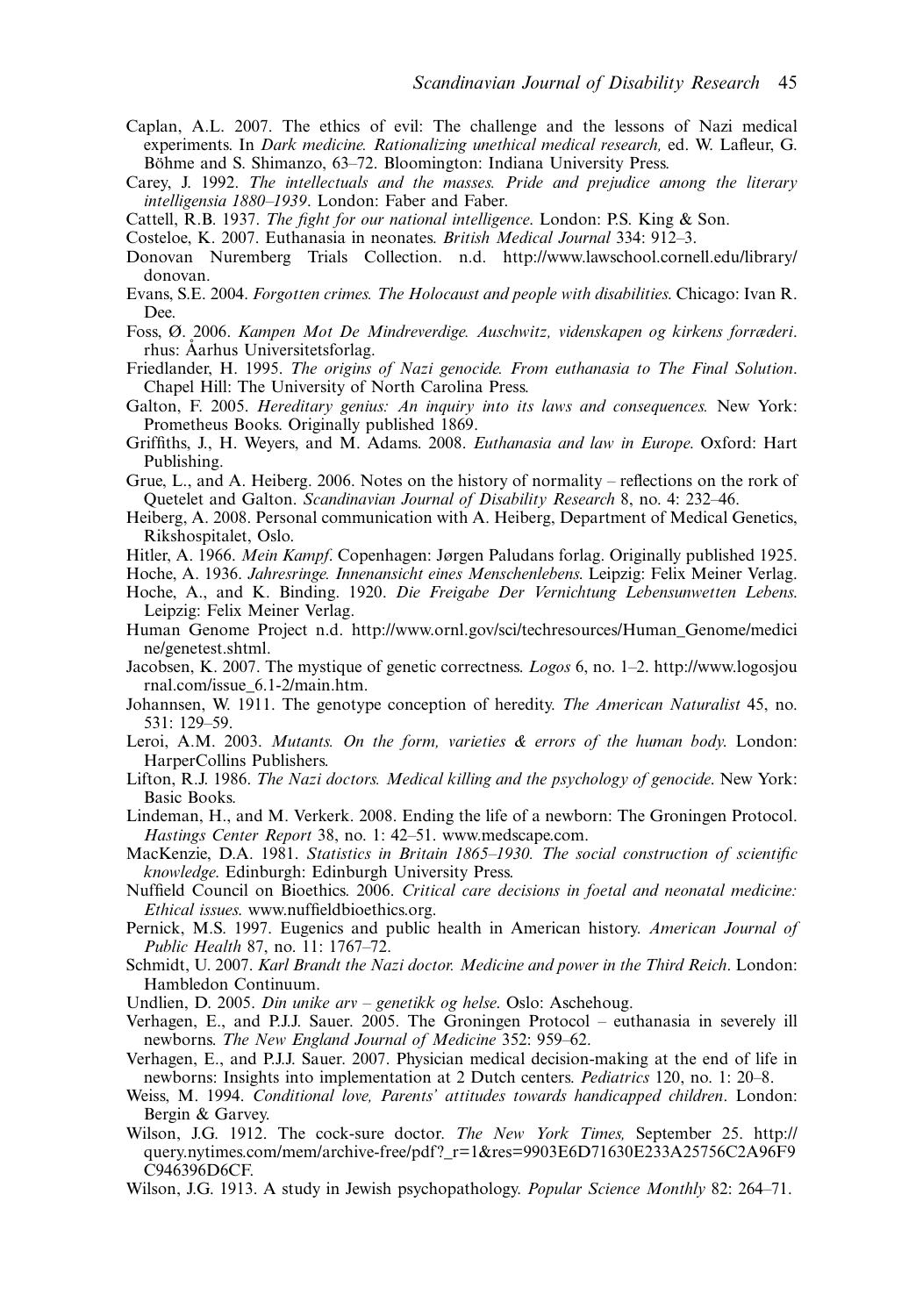Caplan, A.L. 2007. The ethics of evil: The challenge and the lessons of Nazi medical experiments. In *Dark medicine. Rationalizing unethical medical research,* ed. W. Lafleur, G. Böhme and S. Shimanzo, 63–72. Bloomington: Indiana University Press.

Carey, J. 1992. *The intellectuals and the masses. Pride and prejudice among the literary intelligensia 1880–1939*. London: Faber and Faber.

Cattell, R.B. 1937. *The fight for our national intelligence*. London: P.S. King & Son.

Costeloe, K. 2007. Euthanasia in neonates. *British Medical Journal* 334: 912–3.

Donovan Nuremberg Trials Collection. n.d. http://www.lawschool.cornell.edu/library/donovan.

Evans, S.E. 2004. *Forgotten crimes. The Holocaust and people with disabilities*. Chicago: Ivan R. Dee.

Foss, Ø. 2006. *Kampen Mot De Mindreverdige. Auschwitz, videnskapen og kirkens forræderi*. rhus: Åarhus Universitetsforlag.

Friedlander, H. 1995. *The origins of Nazi genocide. From euthanasia to The Final Solution*. Chapel Hill: The University of North Carolina Press.

Galton, F. 2005. *Hereditary genius: An inquiry into its laws and consequences.* New York: Prometheus Books. Originally published 1869.

Griffiths, J., H. Weyers, and M. Adams. 2008. *Euthanasia and law in Europe*. Oxford: Hart Publishing.

Grue, L., and A. Heiberg. 2006. Notes on the history of normality – reflections on the rork of Quetelet and Galton. *Scandinavian Journal of Disability Research* 8, no. 4: 232–46.

Heiberg, A. 2008. Personal communication with A. Heiberg, Department of Medical Genetics, Rikshospitalet, Oslo.

Hitler, A. 1966. *Mein Kampf*. Copenhagen: Jørgen Paludans forlag. Originally published 1925.

Hoche, A. 1936. *Jahresringe. Innenansicht eines Menschenlebens*. Leipzig: Felix Meiner Verlag.

Hoche, A., and K. Binding. 1920. *Die Freigabe Der Vernichtung Lebensunwetten Lebens*. Leipzig: Felix Meiner Verlag.

Human Genome Project n.d. http://www.ornl.gov/sci/techresources/Human_Genome/medicine/genetest.shtml.

Jacobsen, K. 2007. The mystique of genetic correctness. *Logos* 6, no. 1–2. http://www.logosjournal.com/issue_6.1-2/main.htm.

Johannsen, W. 1911. The genotype conception of heredity. *The American Naturalist* 45, no. 531: 129–59.

Leroi, A.M. 2003. *Mutants. On the form, varieties & errors of the human body*. London: HarperCollins Publishers.

Lifton, R.J. 1986. *The Nazi doctors. Medical killing and the psychology of genocide*. New York: Basic Books.

Lindeman, H., and M. Verkerk. 2008. Ending the life of a newborn: The Groningen Protocol. *Hastings Center Report* 38, no. 1: 42–51. www.medscape.com.

MacKenzie, D.A. 1981. *Statistics in Britain 1865–1930. The social construction of scientific knowledge*. Edinburgh: Edinburgh University Press.

Nuffield Council on Bioethics. 2006. *Critical care decisions in foetal and neonatal medicine: Ethical issues.* www.nuffieldbioethics.org.

Pernick, M.S. 1997. Eugenics and public health in American history. *American Journal of Public Health* 87, no. 11: 1767–72.

Schmidt, U. 2007. *Karl Brandt the Nazi doctor. Medicine and power in the Third Reich*. London: Hambledon Continuum.

Undlien, D. 2005. *Din unike arv – genetikk og helse*. Oslo: Aschehoug.

Verhagen, E., and P.J.J. Sauer. 2005. The Groningen Protocol – euthanasia in severely ill newborns. *The New England Journal of Medicine* 352: 959–62.

Verhagen, E., and P.J.J. Sauer. 2007. Physician medical decision-making at the end of life in newborns: Insights into implementation at 2 Dutch centers. *Pediatrics* 120, no. 1: 20–8.

Weiss, M. 1994. *Conditional love, Parents' attitudes towards handicapped children*. London: Bergin & Garvey.

Wilson, J.G. 1912. The cock-sure doctor. *The New York Times,* September 25. http://query.nytimes.com/mem/archive-free/pdf?_r=1&res=9903E6D71630E233A25756C2A96F9C946396D6CF.

Wilson, J.G. 1913. A study in Jewish psychopathology. *Popular Science Monthly* 82: 264–71.